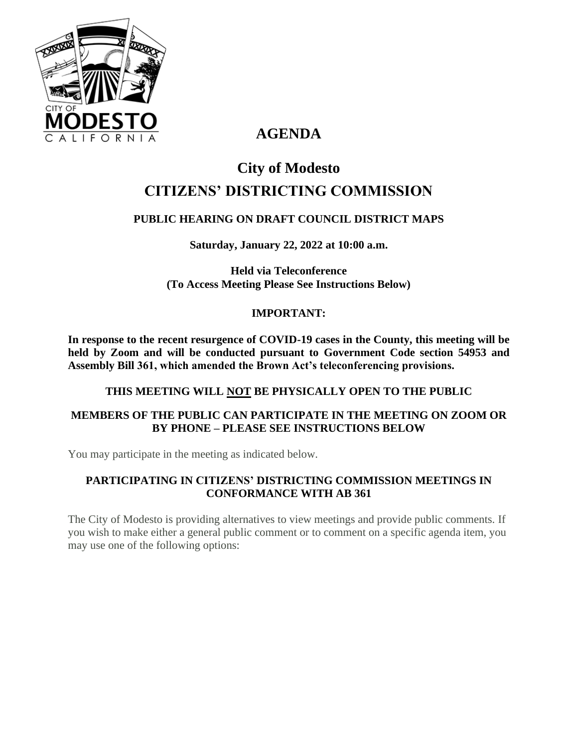# AGENDA

# City of Modesto

# CITIZENS' DISTRICTING COMMISSION

### PUBLIC HEARING ON DRAFT COUNCIL DISTRICT MAPS

**Saturday, January 22, 2022 at 10:00 a.m.**

**Held via Teleconference**
**(To Access Meeting Please See Instructions Below)**

### IMPORTANT:

**In response to the recent resurgence of COVID-19 cases in the County, this meeting will be held by Zoom and will be conducted pursuant to Government Code section 54953 and Assembly Bill 361, which amended the Brown Act's teleconferencing provisions.**

### THIS MEETING WILL NOT BE PHYSICALLY OPEN TO THE PUBLIC

### MEMBERS OF THE PUBLIC CAN PARTICIPATE IN THE MEETING ON ZOOM OR BY PHONE – PLEASE SEE INSTRUCTIONS BELOW

You may participate in the meeting as indicated below.

### PARTICIPATING IN CITIZENS' DISTRICTING COMMISSION MEETINGS IN CONFORMANCE WITH AB 361

The City of Modesto is providing alternatives to view meetings and provide public comments. If you wish to make either a general public comment or to comment on a specific agenda item, you may use one of the following options: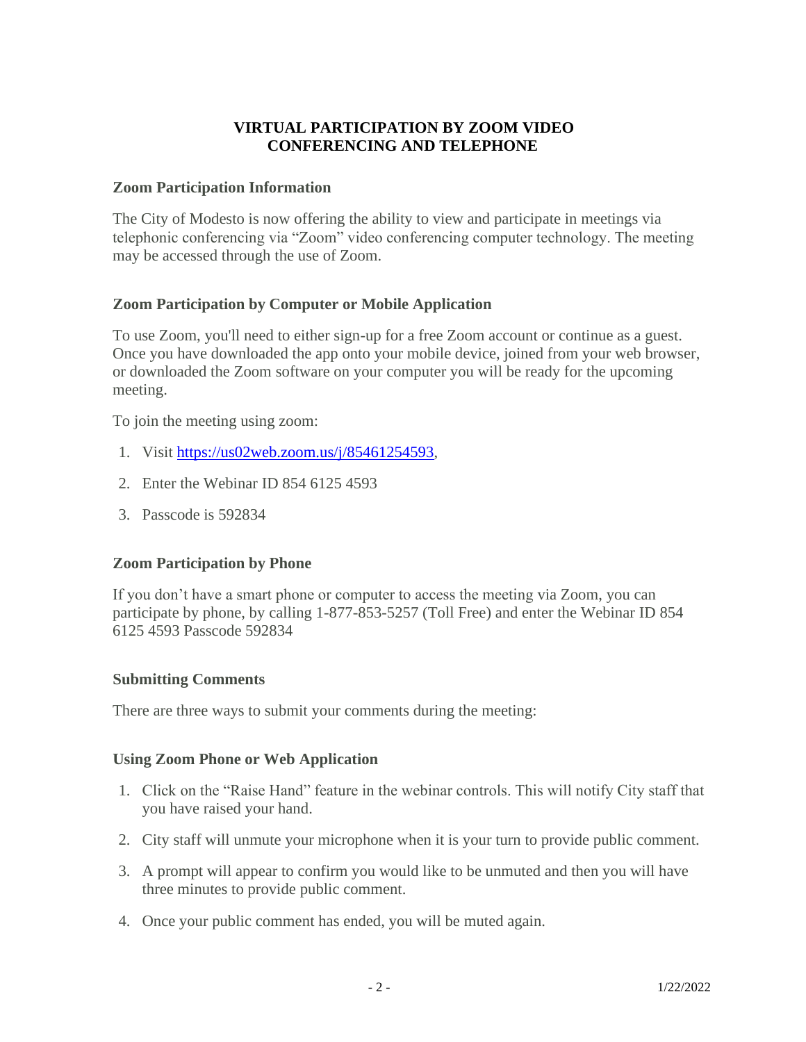# VIRTUAL PARTICIPATION BY ZOOM VIDEO CONFERENCING AND TELEPHONE

## Zoom Participation Information

The City of Modesto is now offering the ability to view and participate in meetings via telephonic conferencing via "Zoom" video conferencing computer technology. The meeting may be accessed through the use of Zoom.

## Zoom Participation by Computer or Mobile Application

To use Zoom, you'll need to either sign-up for a free Zoom account or continue as a guest. Once you have downloaded the app onto your mobile device, joined from your web browser, or downloaded the Zoom software on your computer you will be ready for the upcoming meeting.

To join the meeting using zoom:

1. Visit https://us02web.zoom.us/j/85461254593,
2. Enter the Webinar ID 854 6125 4593
3. Passcode is 592834

## Zoom Participation by Phone

If you don't have a smart phone or computer to access the meeting via Zoom, you can participate by phone, by calling 1-877-853-5257 (Toll Free) and enter the Webinar ID 854 6125 4593 Passcode 592834

## Submitting Comments

There are three ways to submit your comments during the meeting:

## Using Zoom Phone or Web Application

1. Click on the "Raise Hand" feature in the webinar controls. This will notify City staff that you have raised your hand.
2. City staff will unmute your microphone when it is your turn to provide public comment.
3. A prompt will appear to confirm you would like to be unmuted and then you will have three minutes to provide public comment.
4. Once your public comment has ended, you will be muted again.

1/22/2022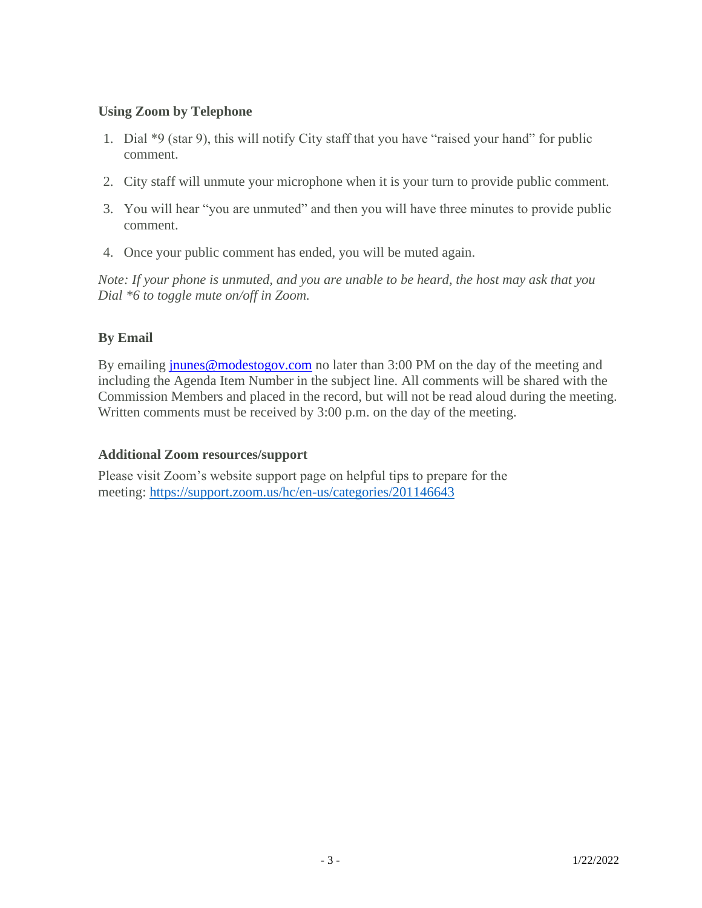### Using Zoom by Telephone

1. Dial *9 (star 9), this will notify City staff that you have "raised your hand" for public comment.
2. City staff will unmute your microphone when it is your turn to provide public comment.
3. You will hear "you are unmuted" and then you will have three minutes to provide public comment.
4. Once your public comment has ended, you will be muted again.

*Note: If your phone is unmuted, and you are unable to be heard, the host may ask that you Dial *6 to toggle mute on/off in Zoom.*

### By Email

By emailing [jnunes@modestogov.com](mailto:jnunes@modestogov.com) no later than 3:00 PM on the day of the meeting and including the Agenda Item Number in the subject line. All comments will be shared with the Commission Members and placed in the record, but will not be read aloud during the meeting. Written comments must be received by 3:00 p.m. on the day of the meeting.

### Additional Zoom resources/support

Please visit Zoom's website support page on helpful tips to prepare for the meeting: [https://support.zoom.us/hc/en-us/categories/201146643](https://support.zoom.us/hc/en-us/categories/201146643)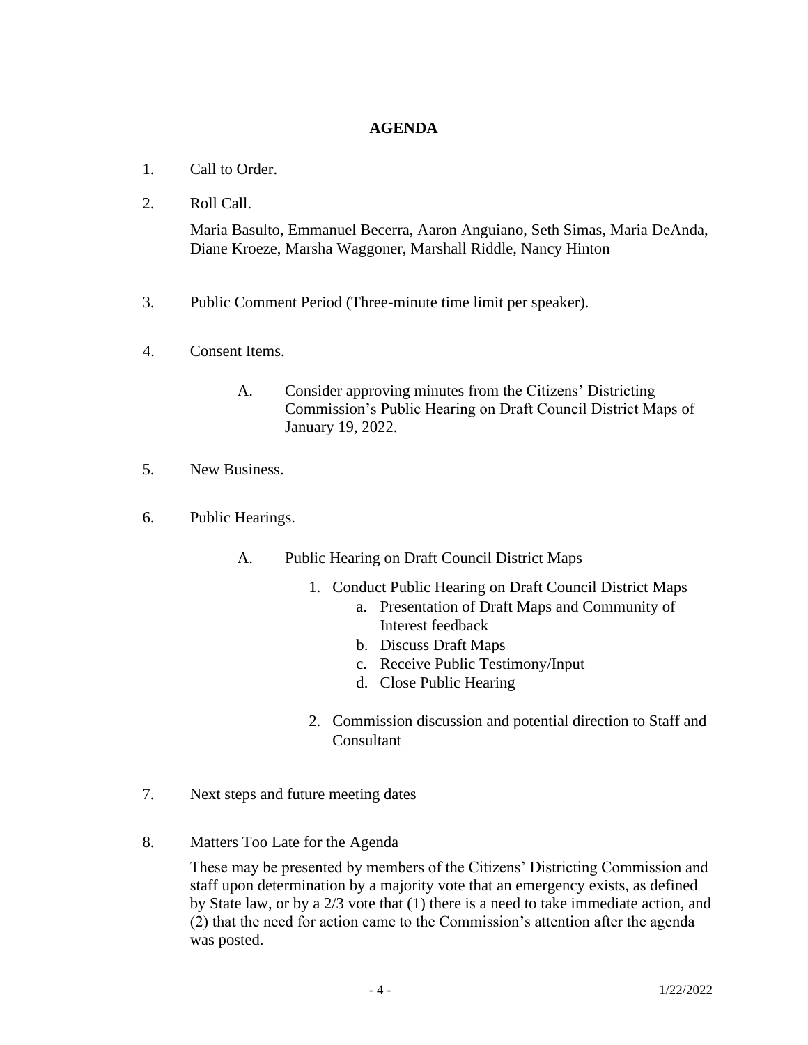## AGENDA

1. Call to Order.

2. Roll Call.

   Maria Basulto, Emmanuel Becerra, Aaron Anguiano, Seth Simas, Maria DeAnda, Diane Kroeze, Marsha Waggoner, Marshall Riddle, Nancy Hinton

3. Public Comment Period (Three-minute time limit per speaker).

4. Consent Items.

   A. Consider approving minutes from the Citizens' Districting Commission's Public Hearing on Draft Council District Maps of January 19, 2022.

5. New Business.

6. Public Hearings.

   A. Public Hearing on Draft Council District Maps

      1. Conduct Public Hearing on Draft Council District Maps
         a. Presentation of Draft Maps and Community of Interest feedback
         b. Discuss Draft Maps
         c. Receive Public Testimony/Input
         d. Close Public Hearing

      2. Commission discussion and potential direction to Staff and Consultant

7. Next steps and future meeting dates

8. Matters Too Late for the Agenda

   These may be presented by members of the Citizens' Districting Commission and staff upon determination by a majority vote that an emergency exists, as defined by State law, or by a 2/3 vote that (1) there is a need to take immediate action, and (2) that the need for action came to the Commission's attention after the agenda was posted.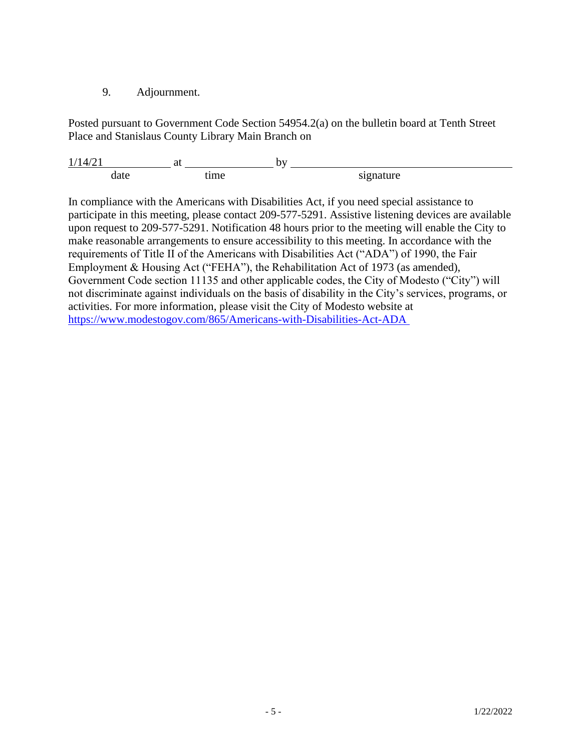9. Adjournment.

Posted pursuant to Government Code Section 54954.2(a) on the bulletin board at Tenth Street Place and Stanislaus County Library Main Branch on

1/14/21 at ______________ by ______________________________

date time signature

In compliance with the Americans with Disabilities Act, if you need special assistance to participate in this meeting, please contact 209-577-5291. Assistive listening devices are available upon request to 209-577-5291. Notification 48 hours prior to the meeting will enable the City to make reasonable arrangements to ensure accessibility to this meeting. In accordance with the requirements of Title II of the Americans with Disabilities Act ("ADA") of 1990, the Fair Employment & Housing Act ("FEHA"), the Rehabilitation Act of 1973 (as amended), Government Code section 11135 and other applicable codes, the City of Modesto ("City") will not discriminate against individuals on the basis of disability in the City's services, programs, or activities. For more information, please visit the City of Modesto website at https://www.modestogov.com/865/Americans-with-Disabilities-Act-ADA